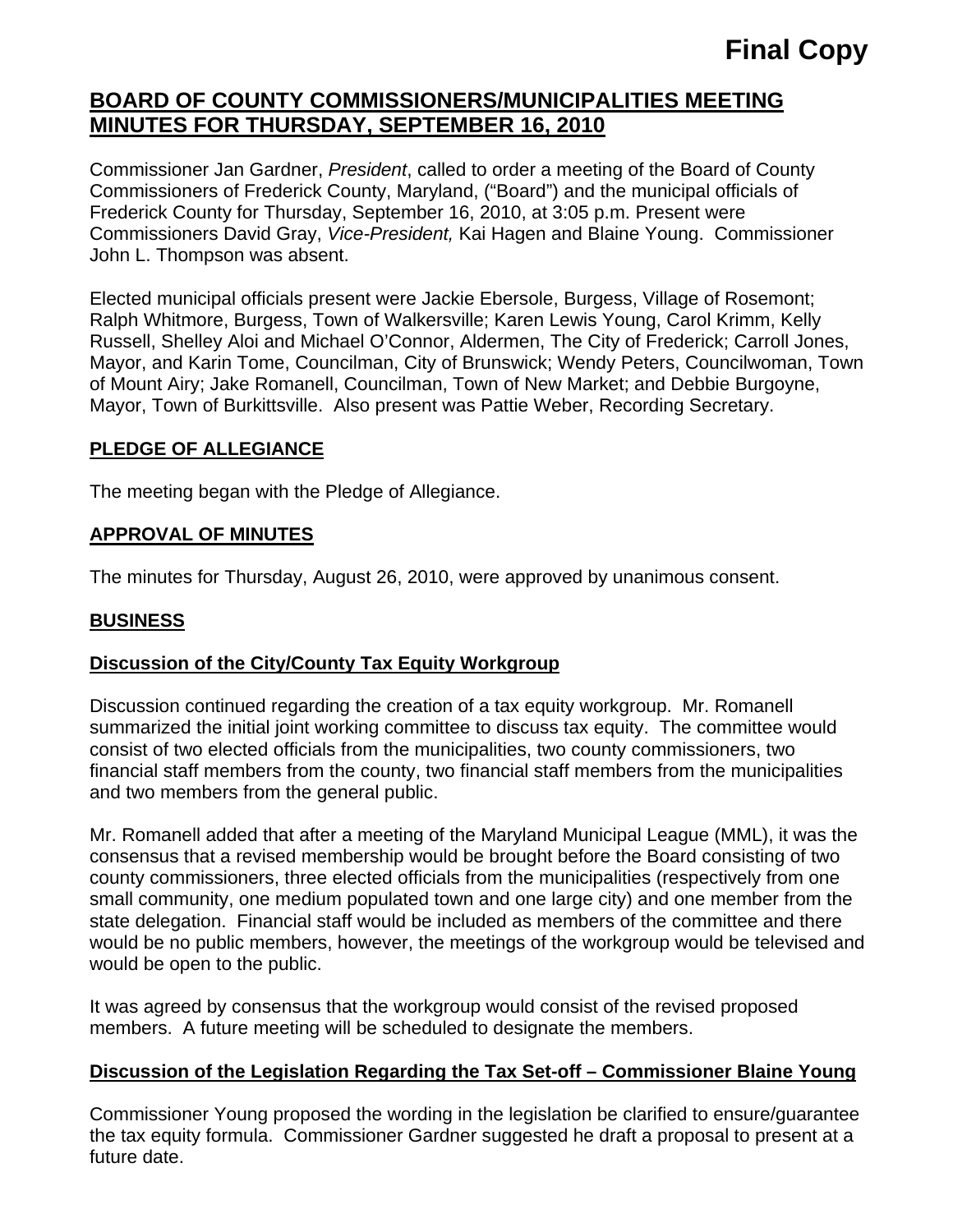**Final Copy**

# BOARD OF COUNTY COMMISSIONERS/MUNICIPALITIES MEETING MINUTES FOR THURSDAY, SEPTEMBER 16, 2010

Commissioner Jan Gardner, *President*, called to order a meeting of the Board of County Commissioners of Frederick County, Maryland, ("Board") and the municipal officials of Frederick County for Thursday, September 16, 2010, at 3:05 p.m. Present were Commissioners David Gray, *Vice-President,* Kai Hagen and Blaine Young. Commissioner John L. Thompson was absent.

Elected municipal officials present were Jackie Ebersole, Burgess, Village of Rosemont; Ralph Whitmore, Burgess, Town of Walkersville; Karen Lewis Young, Carol Krimm, Kelly Russell, Shelley Aloi and Michael O'Connor, Aldermen, The City of Frederick; Carroll Jones, Mayor, and Karin Tome, Councilman, City of Brunswick; Wendy Peters, Councilwoman, Town of Mount Airy; Jake Romanell, Councilman, Town of New Market; and Debbie Burgoyne, Mayor, Town of Burkittsville. Also present was Pattie Weber, Recording Secretary.

## PLEDGE OF ALLEGIANCE

The meeting began with the Pledge of Allegiance.

## APPROVAL OF MINUTES

The minutes for Thursday, August 26, 2010, were approved by unanimous consent.

## BUSINESS

### Discussion of the City/County Tax Equity Workgroup

Discussion continued regarding the creation of a tax equity workgroup. Mr. Romanell summarized the initial joint working committee to discuss tax equity. The committee would consist of two elected officials from the municipalities, two county commissioners, two financial staff members from the county, two financial staff members from the municipalities and two members from the general public.

Mr. Romanell added that after a meeting of the Maryland Municipal League (MML), it was the consensus that a revised membership would be brought before the Board consisting of two county commissioners, three elected officials from the municipalities (respectively from one small community, one medium populated town and one large city) and one member from the state delegation. Financial staff would be included as members of the committee and there would be no public members, however, the meetings of the workgroup would be televised and would be open to the public.

It was agreed by consensus that the workgroup would consist of the revised proposed members. A future meeting will be scheduled to designate the members.

### Discussion of the Legislation Regarding the Tax Set-off – Commissioner Blaine Young

Commissioner Young proposed the wording in the legislation be clarified to ensure/guarantee the tax equity formula. Commissioner Gardner suggested he draft a proposal to present at a future date.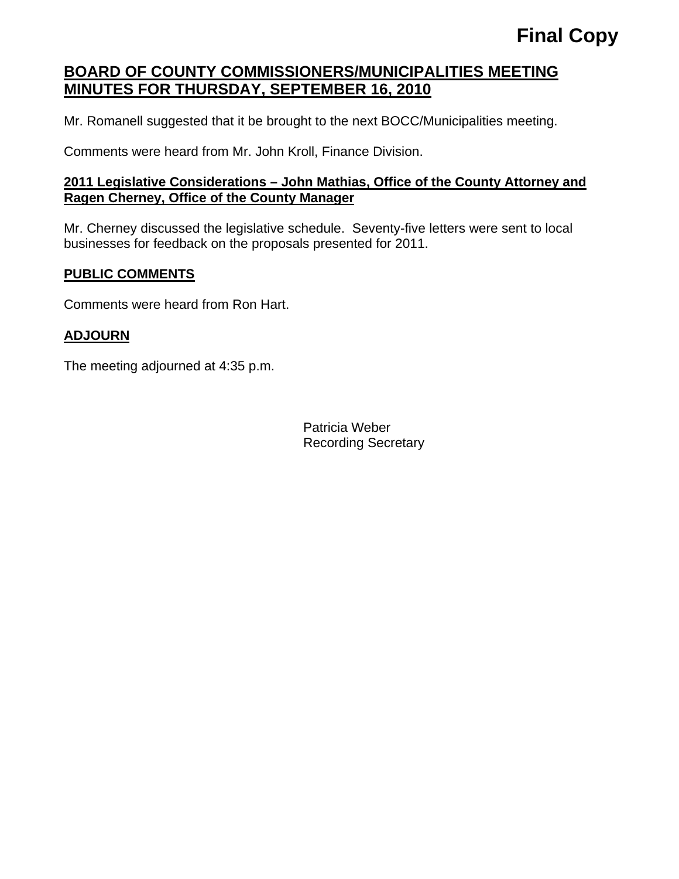**Final Copy**

## BOARD OF COUNTY COMMISSIONERS/MUNICIPALITIES MEETING MINUTES FOR THURSDAY, SEPTEMBER 16, 2010

Mr. Romanell suggested that it be brought to the next BOCC/Municipalities meeting.

Comments were heard from Mr. John Kroll, Finance Division.

### 2011 Legislative Considerations – John Mathias, Office of the County Attorney and Ragen Cherney, Office of the County Manager

Mr. Cherney discussed the legislative schedule. Seventy-five letters were sent to local businesses for feedback on the proposals presented for 2011.

### PUBLIC COMMENTS

Comments were heard from Ron Hart.

### ADJOURN

The meeting adjourned at 4:35 p.m.

Patricia Weber
Recording Secretary